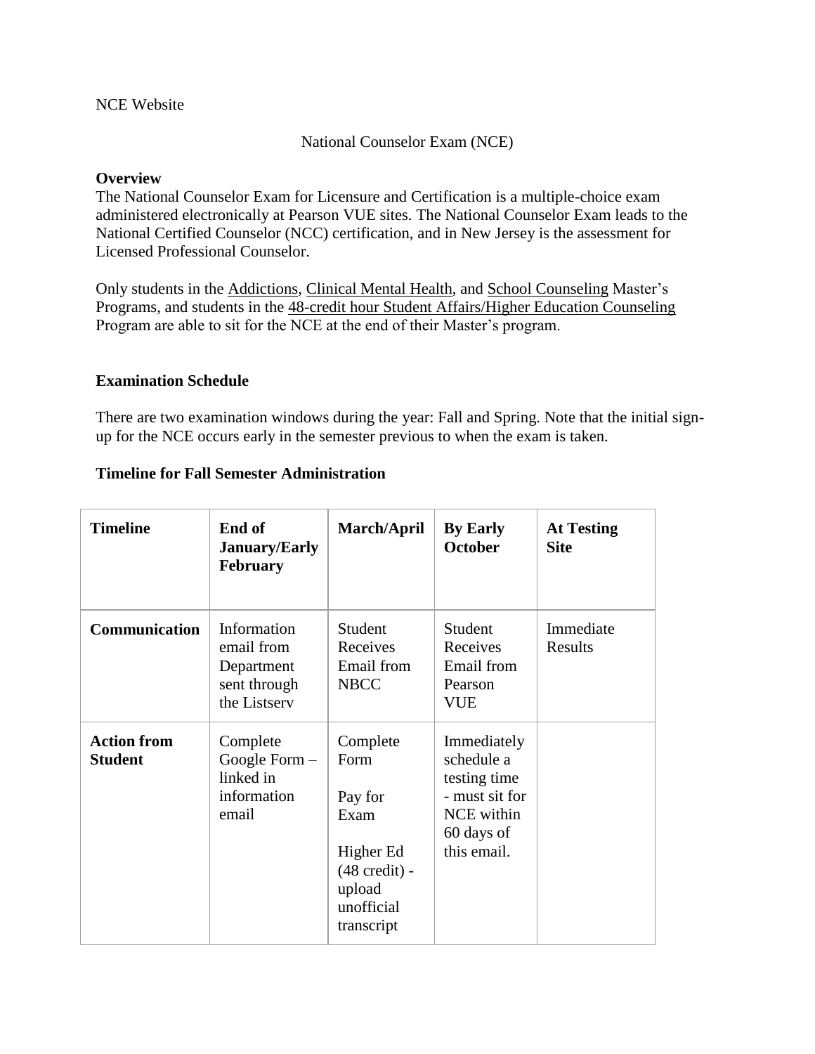NCE Website

# National Counselor Exam (NCE)

**Overview**
The National Counselor Exam for Licensure and Certification is a multiple-choice exam administered electronically at Pearson VUE sites. The National Counselor Exam leads to the National Certified Counselor (NCC) certification, and in New Jersey is the assessment for Licensed Professional Counselor.

Only students in the Addictions, Clinical Mental Health, and School Counseling Master's Programs, and students in the 48-credit hour Student Affairs/Higher Education Counseling Program are able to sit for the NCE at the end of their Master's program.

**Examination Schedule**

There are two examination windows during the year: Fall and Spring. Note that the initial sign-up for the NCE occurs early in the semester previous to when the exam is taken.

**Timeline for Fall Semester Administration**

| **Timeline** | **End of January/Early February** | **March/April** | **By Early October** | **At Testing Site** |
|---|---|---|---|---|
| **Communication** | Information email from Department sent through the Listserv | Student Receives Email from NBCC | Student Receives Email from Pearson VUE | Immediate Results |
| **Action from Student** | Complete Google Form – linked in information email | Complete Form<br><br>Pay for Exam<br><br>Higher Ed (48 credit) - upload unofficial transcript | Immediately schedule a testing time - must sit for NCE within 60 days of this email. | |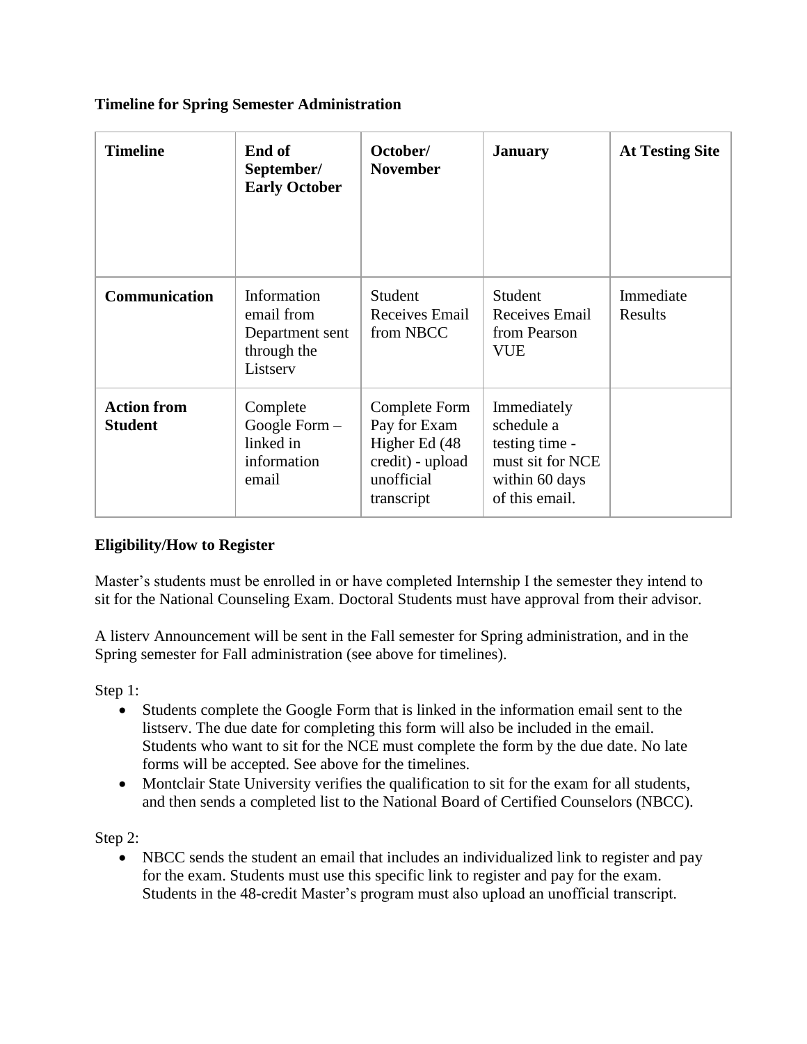**Timeline for Spring Semester Administration**

| **Timeline** | **End of September/ Early October** | **October/ November** | **January** | **At Testing Site** |
|---|---|---|---|---|
| **Communication** | Information email from Department sent through the Listserv | Student Receives Email from NBCC | Student Receives Email from Pearson VUE | Immediate Results |
| **Action from Student** | Complete Google Form – linked in information email | Complete Form Pay for Exam Higher Ed (48 credit) - upload unofficial transcript | Immediately schedule a testing time - must sit for NCE within 60 days of this email. | |

**Eligibility/How to Register**

Master's students must be enrolled in or have completed Internship I the semester they intend to sit for the National Counseling Exam. Doctoral Students must have approval from their advisor.

A listerv Announcement will be sent in the Fall semester for Spring administration, and in the Spring semester for Fall administration (see above for timelines).

Step 1:

- Students complete the Google Form that is linked in the information email sent to the listserv. The due date for completing this form will also be included in the email. Students who want to sit for the NCE must complete the form by the due date. No late forms will be accepted. See above for the timelines.
- Montclair State University verifies the qualification to sit for the exam for all students, and then sends a completed list to the National Board of Certified Counselors (NBCC).

Step 2:

- NBCC sends the student an email that includes an individualized link to register and pay for the exam. Students must use this specific link to register and pay for the exam. Students in the 48-credit Master's program must also upload an unofficial transcript.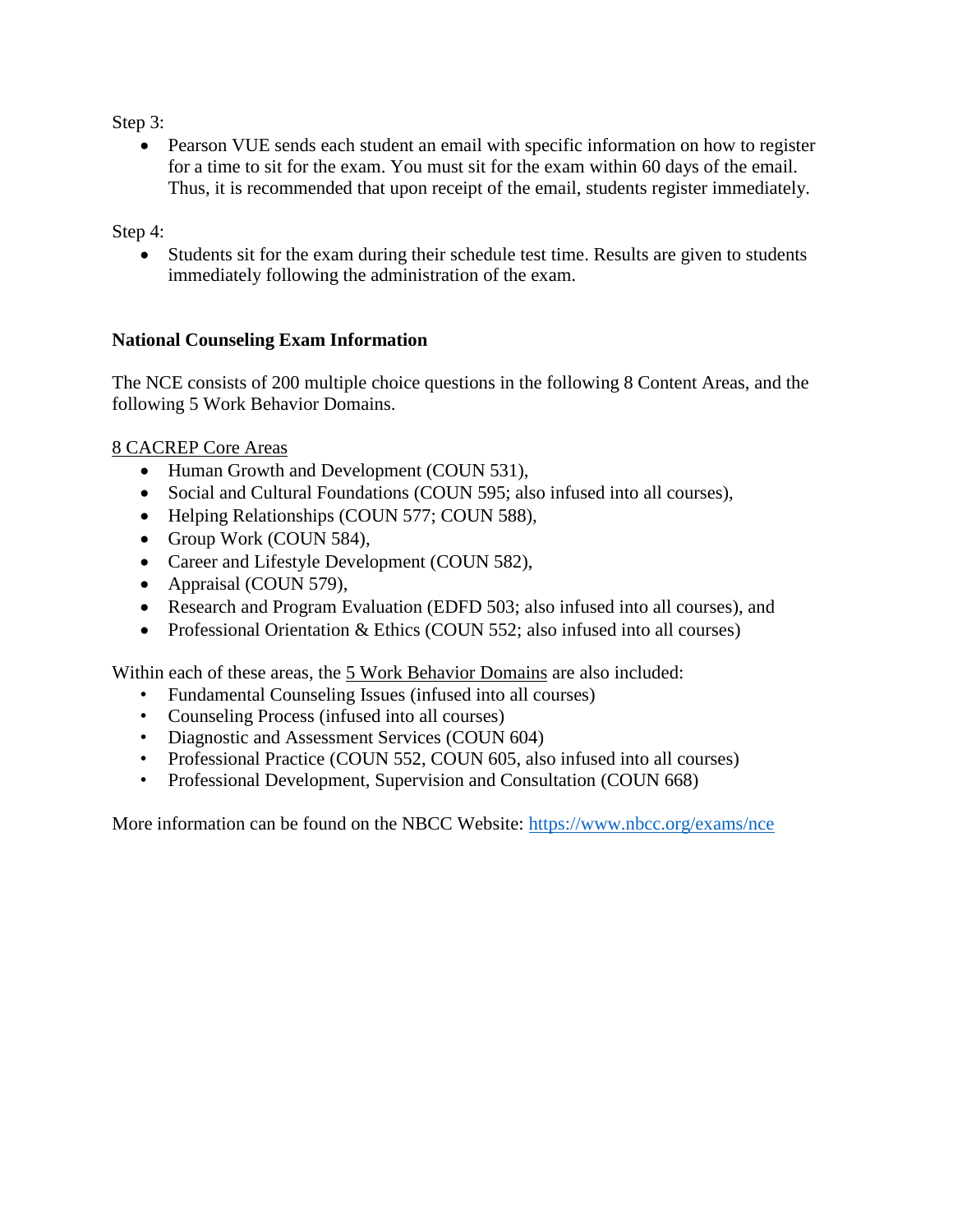Step 3:

- Pearson VUE sends each student an email with specific information on how to register for a time to sit for the exam. You must sit for the exam within 60 days of the email. Thus, it is recommended that upon receipt of the email, students register immediately.

Step 4:

- Students sit for the exam during their schedule test time. Results are given to students immediately following the administration of the exam.

**National Counseling Exam Information**

The NCE consists of 200 multiple choice questions in the following 8 Content Areas, and the following 5 Work Behavior Domains.

<u>8 CACREP Core Areas</u>

- Human Growth and Development (COUN 531),
- Social and Cultural Foundations (COUN 595; also infused into all courses),
- Helping Relationships (COUN 577; COUN 588),
- Group Work (COUN 584),
- Career and Lifestyle Development (COUN 582),
- Appraisal (COUN 579),
- Research and Program Evaluation (EDFD 503; also infused into all courses), and
- Professional Orientation & Ethics (COUN 552; also infused into all courses)

Within each of these areas, the <u>5 Work Behavior Domains</u> are also included:

- Fundamental Counseling Issues (infused into all courses)
- Counseling Process (infused into all courses)
- Diagnostic and Assessment Services (COUN 604)
- Professional Practice (COUN 552, COUN 605, also infused into all courses)
- Professional Development, Supervision and Consultation (COUN 668)

More information can be found on the NBCC Website: [https://www.nbcc.org/exams/nce](https://www.nbcc.org/exams/nce)